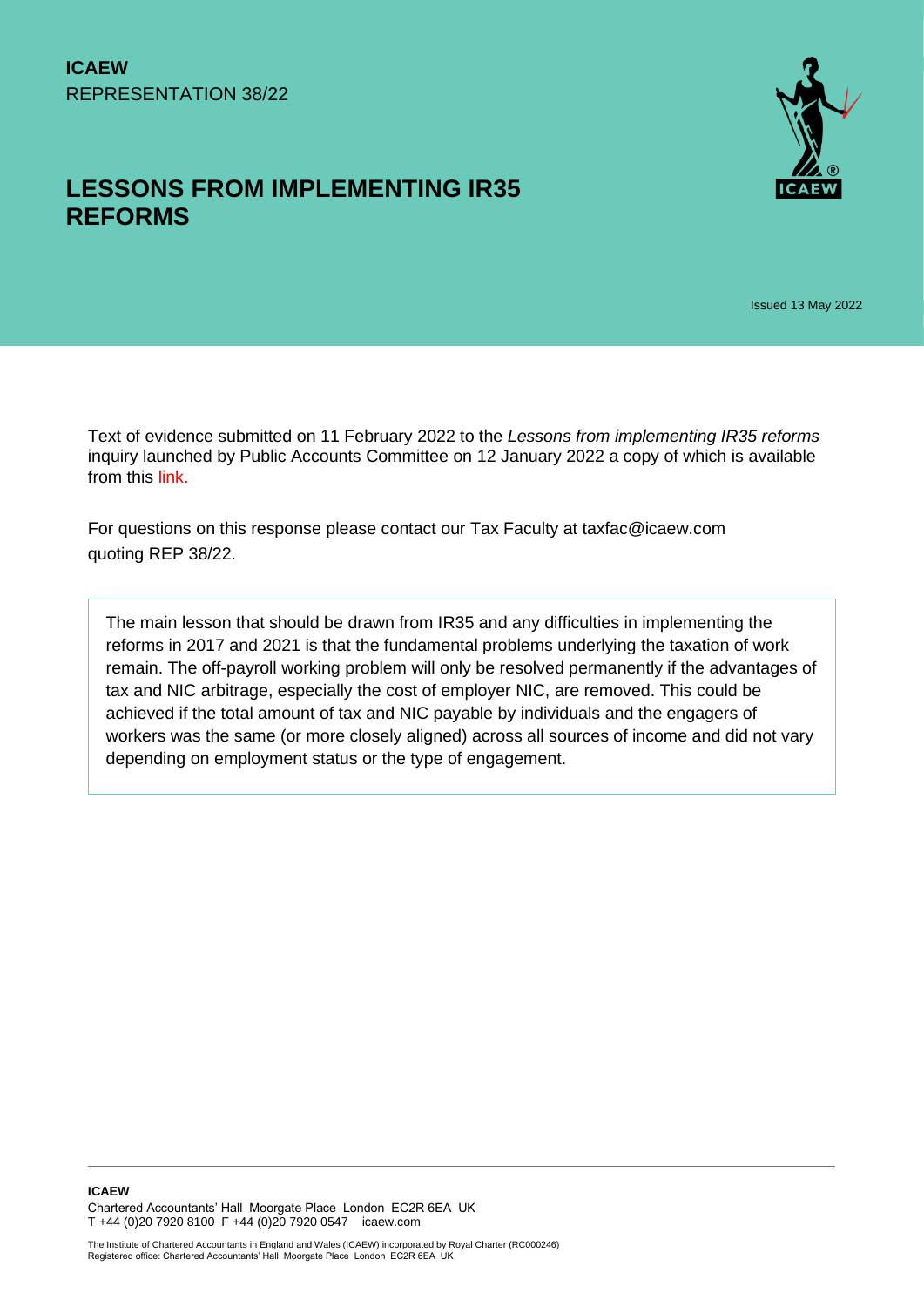**ICAEW**
REPRESENTATION 38/22

# LESSONS FROM IMPLEMENTING IR35 REFORMS

Issued 13 May 2022

Text of evidence submitted on 11 February 2022 to the *Lessons from implementing IR35 reforms* inquiry launched by Public Accounts Committee on 12 January 2022 a copy of which is available from this link.

For questions on this response please contact our Tax Faculty at taxfac@icaew.com quoting REP 38/22.

> The main lesson that should be drawn from IR35 and any difficulties in implementing the reforms in 2017 and 2021 is that the fundamental problems underlying the taxation of work remain. The off-payroll working problem will only be resolved permanently if the advantages of tax and NIC arbitrage, especially the cost of employer NIC, are removed. This could be achieved if the total amount of tax and NIC payable by individuals and the engagers of workers was the same (or more closely aligned) across all sources of income and did not vary depending on employment status or the type of engagement.

**ICAEW**
Chartered Accountants' Hall Moorgate Place London EC2R 6EA UK
T +44 (0)20 7920 8100 F +44 (0)20 7920 0547 icaew.com

The Institute of Chartered Accountants in England and Wales (ICAEW) incorporated by Royal Charter (RC000246)
Registered office: Chartered Accountants' Hall Moorgate Place London EC2R 6EA UK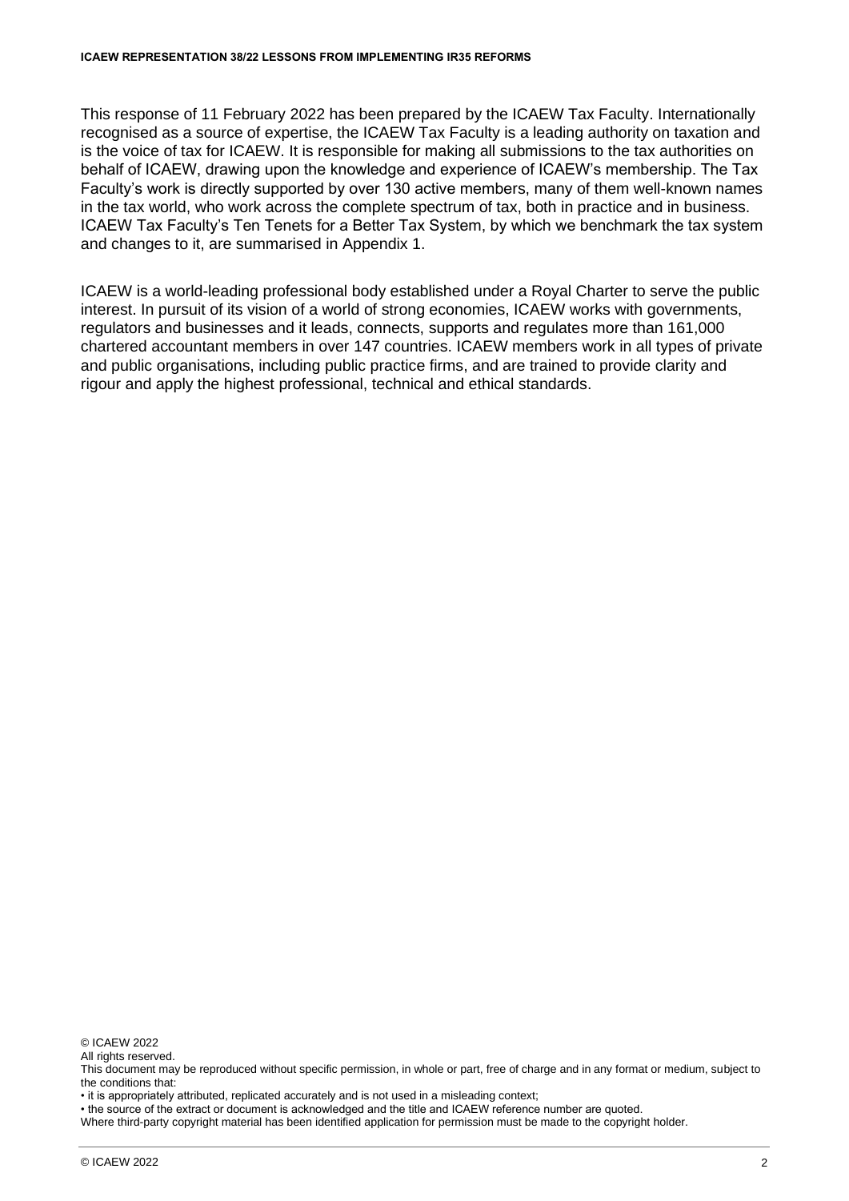This response of 11 February 2022 has been prepared by the ICAEW Tax Faculty. Internationally recognised as a source of expertise, the ICAEW Tax Faculty is a leading authority on taxation and is the voice of tax for ICAEW. It is responsible for making all submissions to the tax authorities on behalf of ICAEW, drawing upon the knowledge and experience of ICAEW's membership. The Tax Faculty's work is directly supported by over 130 active members, many of them well-known names in the tax world, who work across the complete spectrum of tax, both in practice and in business. ICAEW Tax Faculty's Ten Tenets for a Better Tax System, by which we benchmark the tax system and changes to it, are summarised in Appendix 1.

ICAEW is a world-leading professional body established under a Royal Charter to serve the public interest. In pursuit of its vision of a world of strong economies, ICAEW works with governments, regulators and businesses and it leads, connects, supports and regulates more than 161,000 chartered accountant members in over 147 countries. ICAEW members work in all types of private and public organisations, including public practice firms, and are trained to provide clarity and rigour and apply the highest professional, technical and ethical standards.

© ICAEW 2022
All rights reserved.
This document may be reproduced without specific permission, in whole or part, free of charge and in any format or medium, subject to the conditions that:
• it is appropriately attributed, replicated accurately and is not used in a misleading context;
• the source of the extract or document is acknowledged and the title and ICAEW reference number are quoted.
Where third-party copyright material has been identified application for permission must be made to the copyright holder.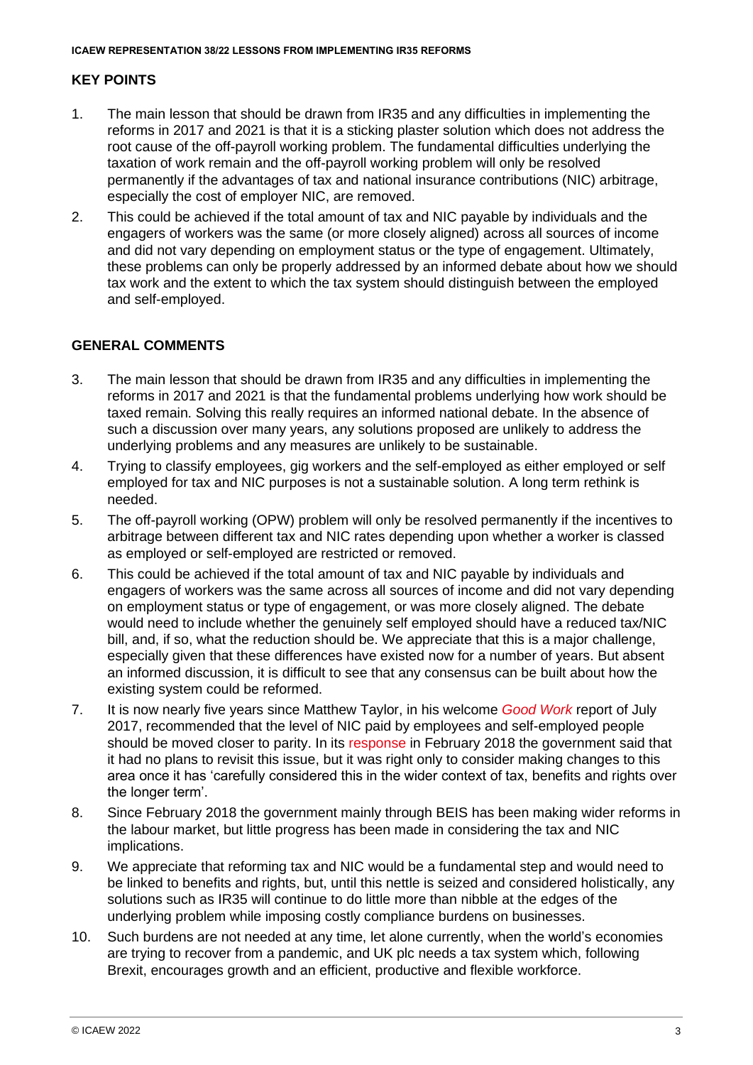## KEY POINTS

1. The main lesson that should be drawn from IR35 and any difficulties in implementing the reforms in 2017 and 2021 is that it is a sticking plaster solution which does not address the root cause of the off-payroll working problem. The fundamental difficulties underlying the taxation of work remain and the off-payroll working problem will only be resolved permanently if the advantages of tax and national insurance contributions (NIC) arbitrage, especially the cost of employer NIC, are removed.
2. This could be achieved if the total amount of tax and NIC payable by individuals and the engagers of workers was the same (or more closely aligned) across all sources of income and did not vary depending on employment status or the type of engagement. Ultimately, these problems can only be properly addressed by an informed debate about how we should tax work and the extent to which the tax system should distinguish between the employed and self-employed.

## GENERAL COMMENTS

3. The main lesson that should be drawn from IR35 and any difficulties in implementing the reforms in 2017 and 2021 is that the fundamental problems underlying how work should be taxed remain. Solving this really requires an informed national debate. In the absence of such a discussion over many years, any solutions proposed are unlikely to address the underlying problems and any measures are unlikely to be sustainable.
4. Trying to classify employees, gig workers and the self-employed as either employed or self employed for tax and NIC purposes is not a sustainable solution. A long term rethink is needed.
5. The off-payroll working (OPW) problem will only be resolved permanently if the incentives to arbitrage between different tax and NIC rates depending upon whether a worker is classed as employed or self-employed are restricted or removed.
6. This could be achieved if the total amount of tax and NIC payable by individuals and engagers of workers was the same across all sources of income and did not vary depending on employment status or type of engagement, or was more closely aligned. The debate would need to include whether the genuinely self employed should have a reduced tax/NIC bill, and, if so, what the reduction should be. We appreciate that this is a major challenge, especially given that these differences have existed now for a number of years. But absent an informed discussion, it is difficult to see that any consensus can be built about how the existing system could be reformed.
7. It is now nearly five years since Matthew Taylor, in his welcome *Good Work* report of July 2017, recommended that the level of NIC paid by employees and self-employed people should be moved closer to parity. In its response in February 2018 the government said that it had no plans to revisit this issue, but it was right only to consider making changes to this area once it has 'carefully considered this in the wider context of tax, benefits and rights over the longer term'.
8. Since February 2018 the government mainly through BEIS has been making wider reforms in the labour market, but little progress has been made in considering the tax and NIC implications.
9. We appreciate that reforming tax and NIC would be a fundamental step and would need to be linked to benefits and rights, but, until this nettle is seized and considered holistically, any solutions such as IR35 will continue to do little more than nibble at the edges of the underlying problem while imposing costly compliance burdens on businesses.
10. Such burdens are not needed at any time, let alone currently, when the world's economies are trying to recover from a pandemic, and UK plc needs a tax system which, following Brexit, encourages growth and an efficient, productive and flexible workforce.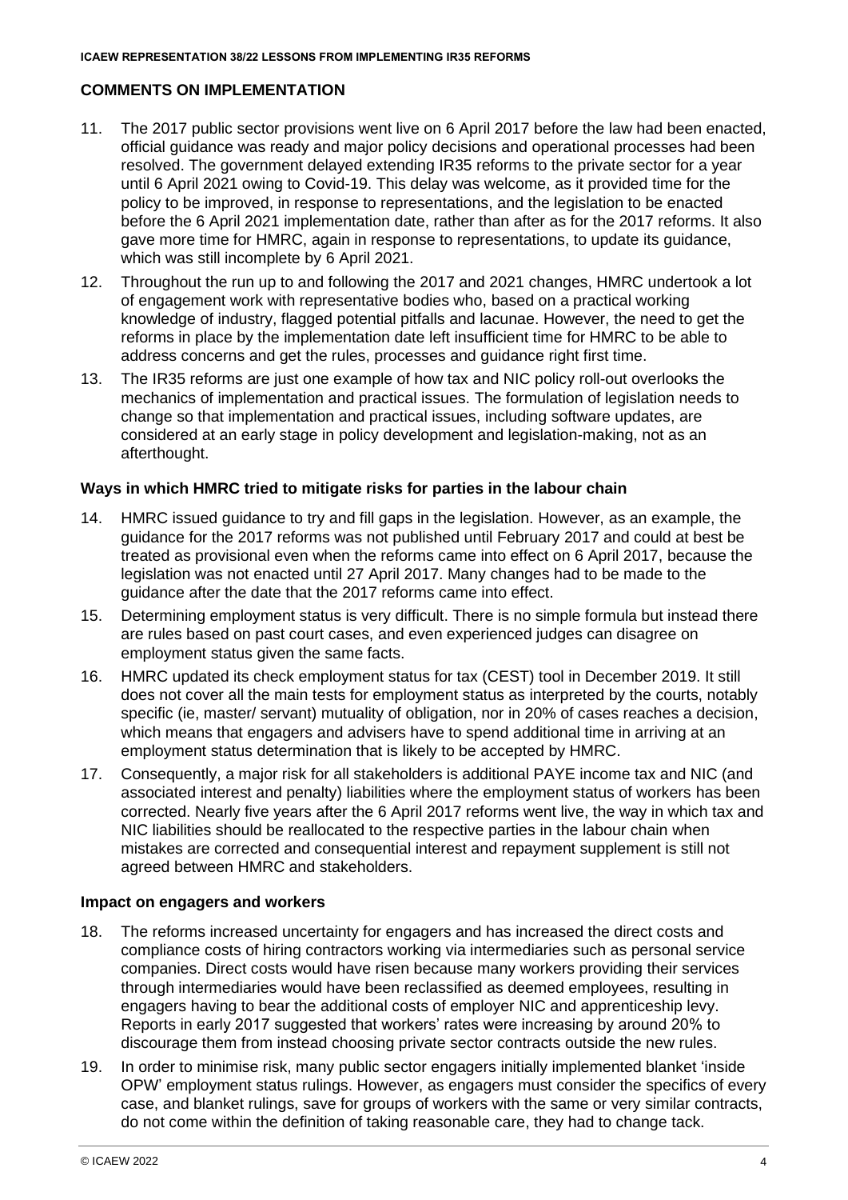## COMMENTS ON IMPLEMENTATION

11. The 2017 public sector provisions went live on 6 April 2017 before the law had been enacted, official guidance was ready and major policy decisions and operational processes had been resolved. The government delayed extending IR35 reforms to the private sector for a year until 6 April 2021 owing to Covid-19. This delay was welcome, as it provided time for the policy to be improved, in response to representations, and the legislation to be enacted before the 6 April 2021 implementation date, rather than after as for the 2017 reforms. It also gave more time for HMRC, again in response to representations, to update its guidance, which was still incomplete by 6 April 2021.
12. Throughout the run up to and following the 2017 and 2021 changes, HMRC undertook a lot of engagement work with representative bodies who, based on a practical working knowledge of industry, flagged potential pitfalls and lacunae. However, the need to get the reforms in place by the implementation date left insufficient time for HMRC to be able to address concerns and get the rules, processes and guidance right first time.
13. The IR35 reforms are just one example of how tax and NIC policy roll-out overlooks the mechanics of implementation and practical issues. The formulation of legislation needs to change so that implementation and practical issues, including software updates, are considered at an early stage in policy development and legislation-making, not as an afterthought.

### Ways in which HMRC tried to mitigate risks for parties in the labour chain

14. HMRC issued guidance to try and fill gaps in the legislation. However, as an example, the guidance for the 2017 reforms was not published until February 2017 and could at best be treated as provisional even when the reforms came into effect on 6 April 2017, because the legislation was not enacted until 27 April 2017. Many changes had to be made to the guidance after the date that the 2017 reforms came into effect.
15. Determining employment status is very difficult. There is no simple formula but instead there are rules based on past court cases, and even experienced judges can disagree on employment status given the same facts.
16. HMRC updated its check employment status for tax (CEST) tool in December 2019. It still does not cover all the main tests for employment status as interpreted by the courts, notably specific (ie, master/ servant) mutuality of obligation, nor in 20% of cases reaches a decision, which means that engagers and advisers have to spend additional time in arriving at an employment status determination that is likely to be accepted by HMRC.
17. Consequently, a major risk for all stakeholders is additional PAYE income tax and NIC (and associated interest and penalty) liabilities where the employment status of workers has been corrected. Nearly five years after the 6 April 2017 reforms went live, the way in which tax and NIC liabilities should be reallocated to the respective parties in the labour chain when mistakes are corrected and consequential interest and repayment supplement is still not agreed between HMRC and stakeholders.

### Impact on engagers and workers

18. The reforms increased uncertainty for engagers and has increased the direct costs and compliance costs of hiring contractors working via intermediaries such as personal service companies. Direct costs would have risen because many workers providing their services through intermediaries would have been reclassified as deemed employees, resulting in engagers having to bear the additional costs of employer NIC and apprenticeship levy. Reports in early 2017 suggested that workers' rates were increasing by around 20% to discourage them from instead choosing private sector contracts outside the new rules.
19. In order to minimise risk, many public sector engagers initially implemented blanket 'inside OPW' employment status rulings. However, as engagers must consider the specifics of every case, and blanket rulings, save for groups of workers with the same or very similar contracts, do not come within the definition of taking reasonable care, they had to change tack.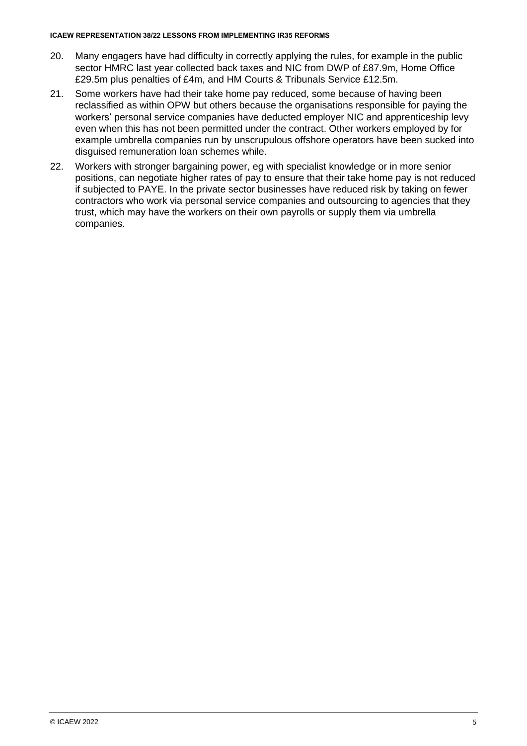20. Many engagers have had difficulty in correctly applying the rules, for example in the public sector HMRC last year collected back taxes and NIC from DWP of £87.9m, Home Office £29.5m plus penalties of £4m, and HM Courts & Tribunals Service £12.5m.

21. Some workers have had their take home pay reduced, some because of having been reclassified as within OPW but others because the organisations responsible for paying the workers' personal service companies have deducted employer NIC and apprenticeship levy even when this has not been permitted under the contract. Other workers employed by for example umbrella companies run by unscrupulous offshore operators have been sucked into disguised remuneration loan schemes while.

22. Workers with stronger bargaining power, eg with specialist knowledge or in more senior positions, can negotiate higher rates of pay to ensure that their take home pay is not reduced if subjected to PAYE. In the private sector businesses have reduced risk by taking on fewer contractors who work via personal service companies and outsourcing to agencies that they trust, which may have the workers on their own payrolls or supply them via umbrella companies.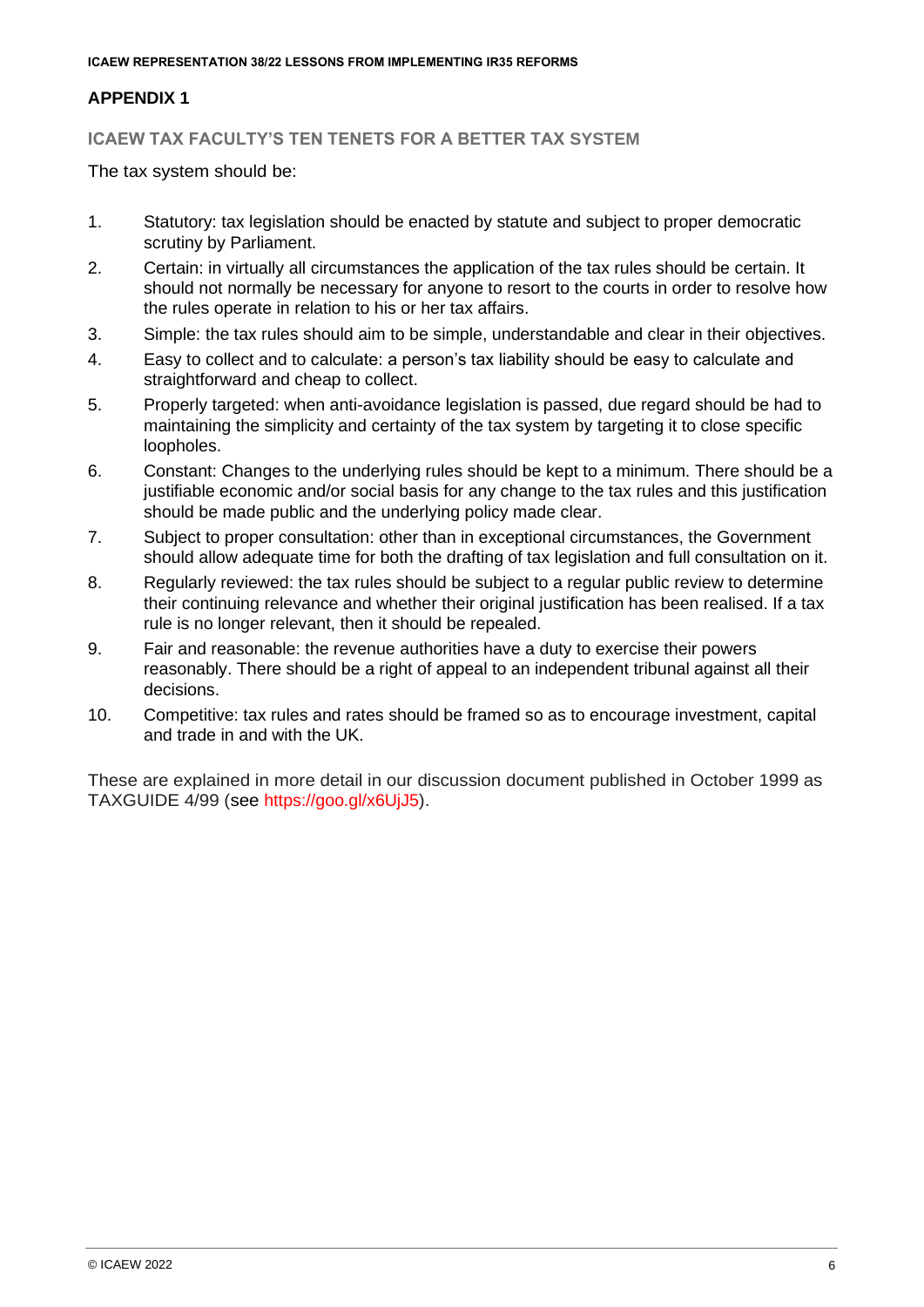## APPENDIX 1

### ICAEW TAX FACULTY'S TEN TENETS FOR A BETTER TAX SYSTEM

The tax system should be:

1. Statutory: tax legislation should be enacted by statute and subject to proper democratic scrutiny by Parliament.
2. Certain: in virtually all circumstances the application of the tax rules should be certain. It should not normally be necessary for anyone to resort to the courts in order to resolve how the rules operate in relation to his or her tax affairs.
3. Simple: the tax rules should aim to be simple, understandable and clear in their objectives.
4. Easy to collect and to calculate: a person's tax liability should be easy to calculate and straightforward and cheap to collect.
5. Properly targeted: when anti-avoidance legislation is passed, due regard should be had to maintaining the simplicity and certainty of the tax system by targeting it to close specific loopholes.
6. Constant: Changes to the underlying rules should be kept to a minimum. There should be a justifiable economic and/or social basis for any change to the tax rules and this justification should be made public and the underlying policy made clear.
7. Subject to proper consultation: other than in exceptional circumstances, the Government should allow adequate time for both the drafting of tax legislation and full consultation on it.
8. Regularly reviewed: the tax rules should be subject to a regular public review to determine their continuing relevance and whether their original justification has been realised. If a tax rule is no longer relevant, then it should be repealed.
9. Fair and reasonable: the revenue authorities have a duty to exercise their powers reasonably. There should be a right of appeal to an independent tribunal against all their decisions.
10. Competitive: tax rules and rates should be framed so as to encourage investment, capital and trade in and with the UK.

These are explained in more detail in our discussion document published in October 1999 as TAXGUIDE 4/99 (see https://goo.gl/x6UjJ5).